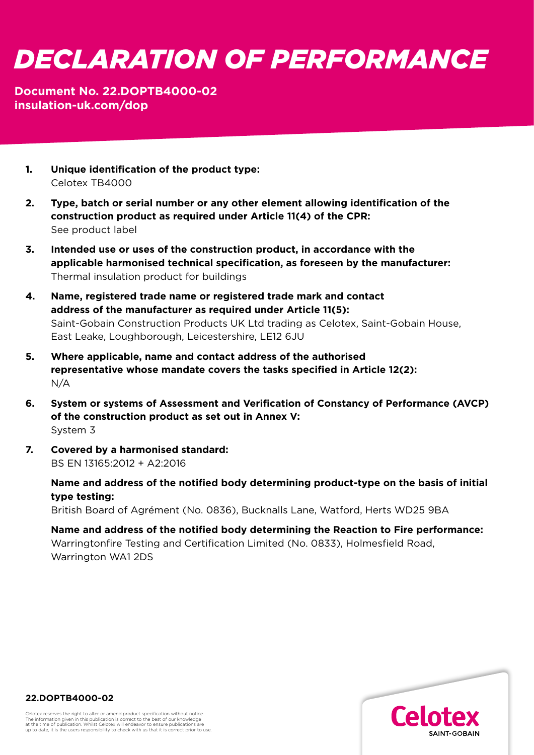# DECLARATION OF PERFORMANCE

**Document No. 22.DOPTB4000-02**
**insulation-uk.com/dop**

1. **Unique identification of the product type:**
   Celotex TB4000

2. **Type, batch or serial number or any other element allowing identification of the construction product as required under Article 11(4) of the CPR:**
   See product label

3. **Intended use or uses of the construction product, in accordance with the applicable harmonised technical specification, as foreseen by the manufacturer:**
   Thermal insulation product for buildings

4. **Name, registered trade name or registered trade mark and contact address of the manufacturer as required under Article 11(5):**
   Saint-Gobain Construction Products UK Ltd trading as Celotex, Saint-Gobain House, East Leake, Loughborough, Leicestershire, LE12 6JU

5. **Where applicable, name and contact address of the authorised representative whose mandate covers the tasks specified in Article 12(2):**
   N/A

6. **System or systems of Assessment and Verification of Constancy of Performance (AVCP) of the construction product as set out in Annex V:**
   System 3

7. **Covered by a harmonised standard:**
   BS EN 13165:2012 + A2:2016

   **Name and address of the notified body determining product-type on the basis of initial type testing:**
   British Board of Agrément (No. 0836), Bucknalls Lane, Watford, Herts WD25 9BA

   **Name and address of the notified body determining the Reaction to Fire performance:**
   Warringtonfire Testing and Certification Limited (No. 0833), Holmesfield Road, Warrington WA1 2DS

**22.DOPTB4000-02**

Celotex reserves the right to alter or amend product specification without notice. The information given in this publication is correct to the best of our knowledge at the time of publication. Whilst Celotex will endeavor to ensure publications are up to date, it is the users responsibility to check with us that it is correct prior to use.

Celotex
SAINT-GOBAIN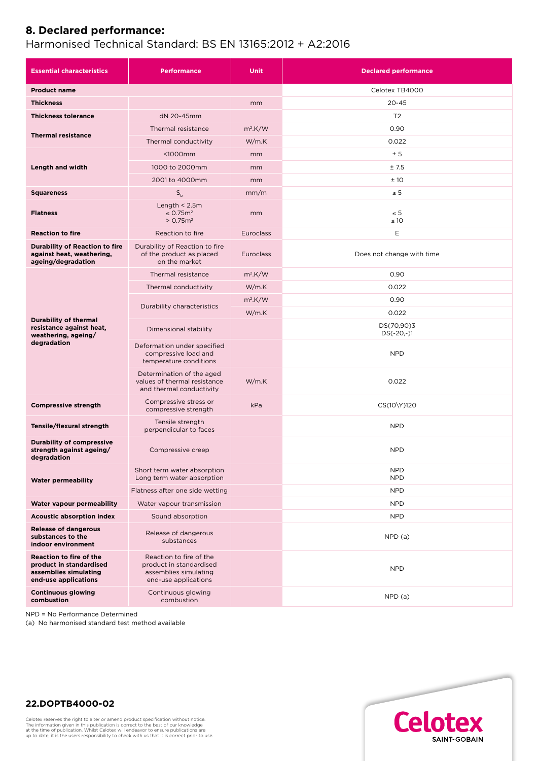## 8. Declared performance:

Harmonised Technical Standard: BS EN 13165:2012 + A2:2016

| Essential characteristics | Performance | Unit | Declared performance |
|---|---|---|---|
| **Product name** | | | Celotex TB4000 |
| **Thickness** | | mm | 20-45 |
| **Thickness tolerance** | dN 20-45mm | | T2 |
| **Thermal resistance** | Thermal resistance | $m^2$.K/W | 0.90 |
| | Thermal conductivity | W/m.K | 0.022 |
| **Length and width** | <1000mm | mm | ± 5 |
| | 1000 to 2000mm | mm | ± 7.5 |
| | 2001 to 4000mm | mm | ± 10 |
| **Squareness** | $S_b$ | mm/m | ≤ 5 |
| **Flatness** | Length < 2.5m<br>≤ 0.75$m^2$<br>> 0.75$m^2$ | mm | ≤ 5<br>≤ 10 |
| **Reaction to fire** | Reaction to fire | Euroclass | E |
| **Durability of Reaction to fire against heat, weathering, ageing/degradation** | Durability of Reaction to fire of the product as placed on the market | Euroclass | Does not change with time |
| **Durability of thermal resistance against heat, weathering, ageing/ degradation** | Thermal resistance | $m^2$.K/W | 0.90 |
| | Thermal conductivity | W/m.K | 0.022 |
| | Durability characteristics | $m^2$.K/W | 0.90 |
| | | W/m.K | 0.022 |
| | Dimensional stability | | DS(70,90)3<br>DS(-20,-)1 |
| | Deformation under specified compressive load and temperature conditions | | NPD |
| | Determination of the aged values of thermal resistance and thermal conductivity | W/m.K | 0.022 |
| **Compressive strength** | Compressive stress or compressive strength | kPa | CS(10\Y)120 |
| **Tensile/flexural strength** | Tensile strength perpendicular to faces | | NPD |
| **Durability of compressive strength against ageing/ degradation** | Compressive creep | | NPD |
| **Water permeability** | Short term water absorption<br>Long term water absorption | | NPD<br>NPD |
| | Flatness after one side wetting | | NPD |
| **Water vapour permeability** | Water vapour transmission | | NPD |
| **Acoustic absorption index** | Sound absorption | | NPD |
| **Release of dangerous substances to the indoor environment** | Release of dangerous substances | | NPD (a) |
| **Reaction to fire of the product in standardised assemblies simulating end-use applications** | Reaction to fire of the product in standardised assemblies simulating end-use applications | | NPD |
| **Continuous glowing combustion** | Continuous glowing combustion | | NPD (a) |

NPD = No Performance Determined

(a) No harmonised standard test method available

**22.DOPTB4000-02**

Celotex reserves the right to alter or amend product specification without notice. The information given in this publication is correct to the best of our knowledge at the time of publication. Whilst Celotex will endeavor to ensure publications are up to date, it is the users responsibility to check with us that it is correct prior to use.

Celotex SAINT-GOBAIN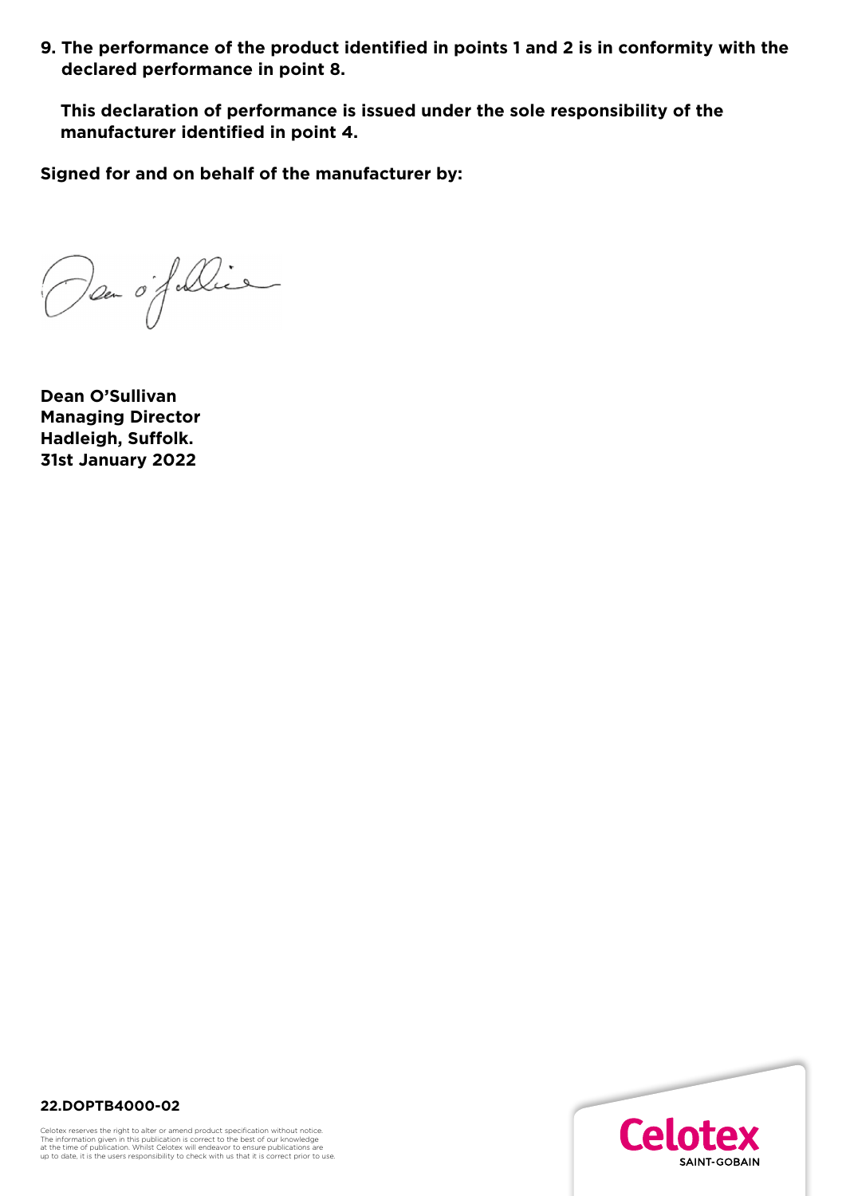**9. The performance of the product identified in points 1 and 2 is in conformity with the declared performance in point 8.**

**This declaration of performance is issued under the sole responsibility of the manufacturer identified in point 4.**

**Signed for and on behalf of the manufacturer by:**

**Dean O'Sullivan**
**Managing Director**
**Hadleigh, Suffolk.**
**31st January 2022**

**22.DOPTB4000-02**

Celotex reserves the right to alter or amend product specification without notice. The information given in this publication is correct to the best of our knowledge at the time of publication. Whilst Celotex will endeavor to ensure publications are up to date, it is the users responsibility to check with us that it is correct prior to use.

Celotex
SAINT-GOBAIN